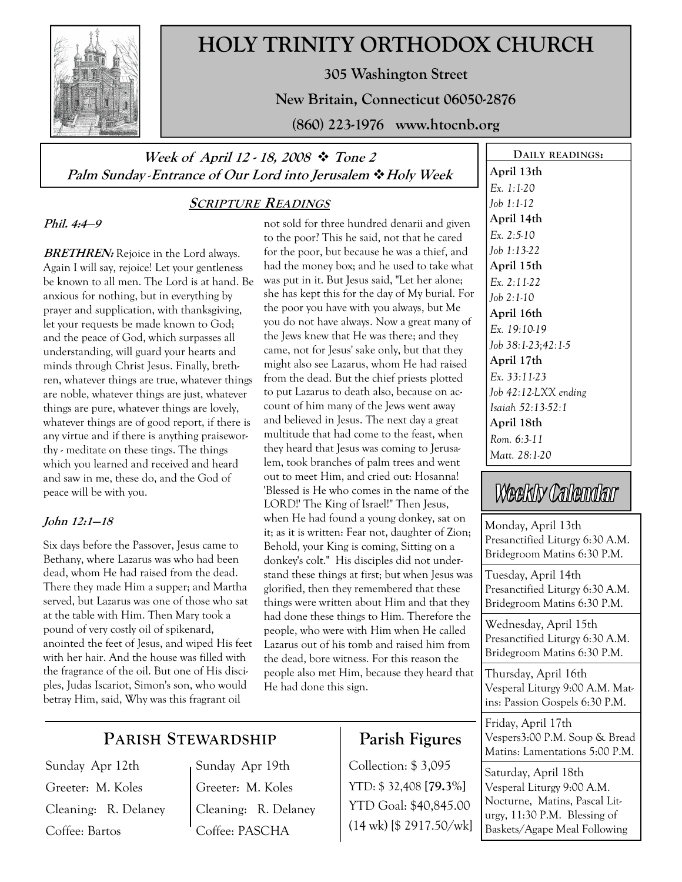# HOLY TRINITY ORTHODOX CHURCH

**305 Washington Street**

**New Britain, Connecticut 06050-2876**

**(860) 223-1976 www.htocnb.org**

***Week of April 12 - 18, 2008 ❖ Tone 2***
***Palm Sunday -Entrance of Our Lord into Jerusalem ❖ Holy Week***

## SCRIPTURE READINGS

***Phil. 4:4—9***

***BRETHREN:*** Rejoice in the Lord always. Again I will say, rejoice! Let your gentleness be known to all men. The Lord is at hand. Be anxious for nothing, but in everything by prayer and supplication, with thanksgiving, let your requests be made known to God; and the peace of God, which surpasses all understanding, will guard your hearts and minds through Christ Jesus. Finally, brethren, whatever things are true, whatever things are noble, whatever things are just, whatever things are pure, whatever things are lovely, whatever things are of good report, if there is any virtue and if there is anything praiseworthy - meditate on these tings. The things which you learned and received and heard and saw in me, these do, and the God of peace will be with you.

***John 12:1—18***

Six days before the Passover, Jesus came to Bethany, where Lazarus was who had been dead, whom He had raised from the dead. There they made Him a supper; and Martha served, but Lazarus was one of those who sat at the table with Him. Then Mary took a pound of very costly oil of spikenard, anointed the feet of Jesus, and wiped His feet with her hair. And the house was filled with the fragrance of the oil. But one of His disciples, Judas Iscariot, Simon's son, who would betray Him, said, Why was this fragrant oil not sold for three hundred denarii and given to the poor? This he said, not that he cared for the poor, but because he was a thief, and had the money box; and he used to take what was put in it. But Jesus said, "Let her alone; she has kept this for the day of My burial. For the poor you have with you always, but Me you do not have always. Now a great many of the Jews knew that He was there; and they came, not for Jesus' sake only, but that they might also see Lazarus, whom He had raised from the dead. But the chief priests plotted to put Lazarus to death also, because on account of him many of the Jews went away and believed in Jesus. The next day a great multitude that had come to the feast, when they heard that Jesus was coming to Jerusalem, took branches of palm trees and went out to meet Him, and cried out: Hosanna! 'Blessed is He who comes in the name of the LORD!' The King of Israel!" Then Jesus, when He had found a young donkey, sat on it; as it is written: Fear not, daughter of Zion; Behold, your King is coming, Sitting on a donkey's colt." His disciples did not understand these things at first; but when Jesus was glorified, then they remembered that these things were written about Him and that they had done these things to Him. Therefore the people, who were with Him when He called Lazarus out of his tomb and raised him from the dead, bore witness. For this reason the people also met Him, because they heard that He had done this sign.

## DAILY READINGS:

**April 13th**
*Ex. 1:1-20*
*Job 1:1-12*

**April 14th**
*Ex. 2:5-10*
*Job 1:13-22*

**April 15th**
*Ex. 2:11-22*
*Job 2:1-10*

**April 16th**
*Ex. 19:10-19*
*Job 38:1-23;42:1-5*

**April 17th**
*Ex. 33:11-23*
*Job 42:12-LXX ending*
*Isaiah 52:13-52:1*

**April 18th**
*Rom. 6:3-11*
*Matt. 28:1-20*

## Weekly Calendar

Monday, April 13th
Presanctified Liturgy 6:30 A.M.
Bridegroom Matins 6:30 P.M.

Tuesday, April 14th
Presanctified Liturgy 6:30 A.M.
Bridegroom Matins 6:30 P.M.

Wednesday, April 15th
Presanctified Liturgy 6:30 A.M.
Bridegroom Matins 6:30 P.M.

Thursday, April 16th
Vesperal Liturgy 9:00 A.M. Matins: Passion Gospels 6:30 P.M.

Friday, April 17th
Vespers3:00 P.M. Soup & Bread
Matins: Lamentations 5:00 P.M.

Saturday, April 18th
Vesperal Liturgy 9:00 A.M.
Nocturne, Matins, Pascal Liturgy, 11:30 P.M. Blessing of Baskets/Agape Meal Following

## PARISH STEWARDSHIP

| Sunday Apr 12th | Sunday Apr 19th |
|---|---|
| Greeter: M. Koles | Greeter: M. Koles |
| Cleaning: R. Delaney | Cleaning: R. Delaney |
| Coffee: Bartos | Coffee: PASCHA |

## Parish Figures

Collection: $ 3,095
YTD: $ 32,408 **[79.3%]**
YTD Goal: $40,845.00
(14 wk) [$ 2917.50/wk]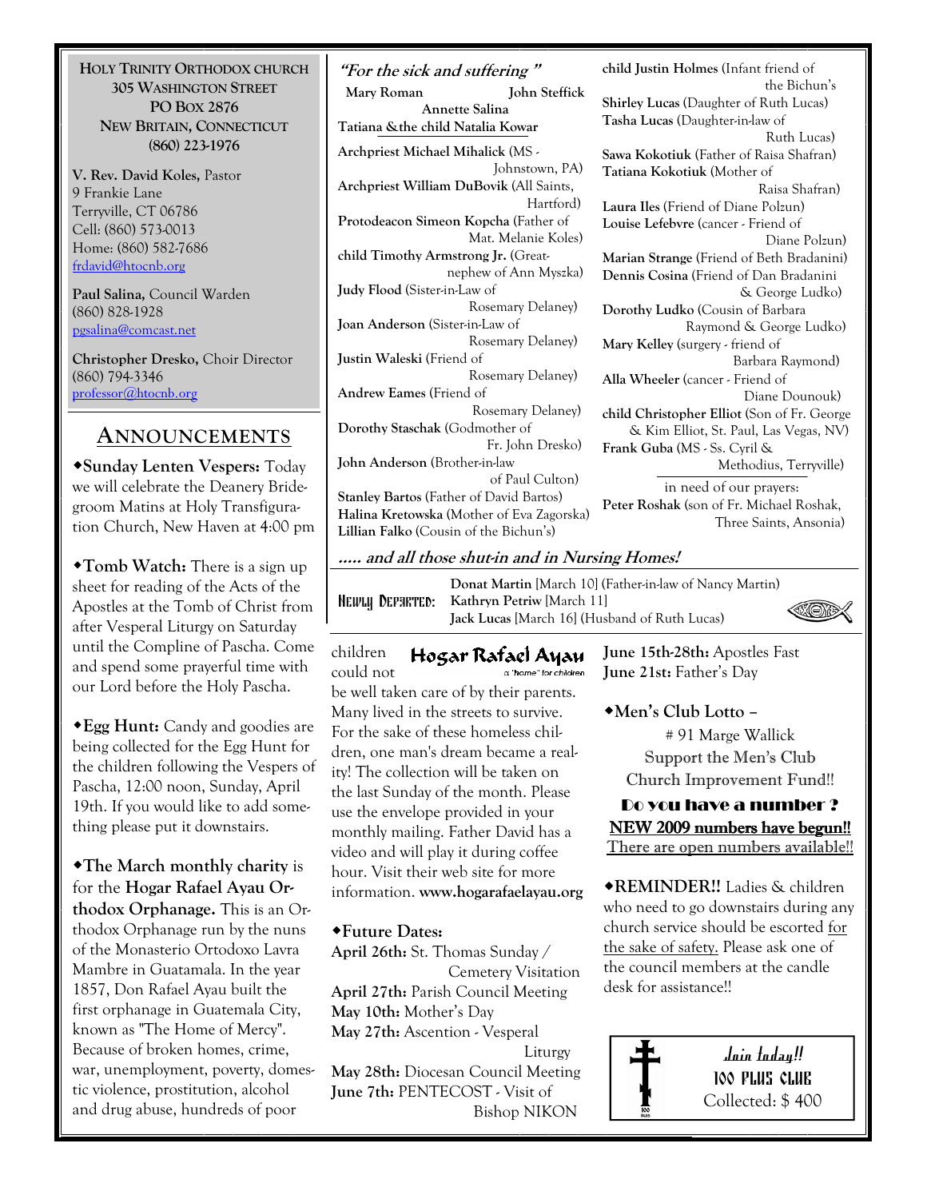**HOLY TRINITY ORTHODOX CHURCH**
**305 WASHINGTON STREET**
**PO BOX 2876**
**NEW BRITAIN, CONNECTICUT**
**(860) 223-1976**

**V. Rev. David Koles,** Pastor
9 Frankie Lane
Terryville, CT 06786
Cell: (860) 573-0013
Home: (860) 582-7686
frdavid@htocnb.org

**Paul Salina,** Council Warden
(860) 828-1928
pgsalina@comcast.net

**Christopher Dresko,** Choir Director
(860) 794-3346
professor@htocnb.org

## ANNOUNCEMENTS

◆**Sunday Lenten Vespers:** Today we will celebrate the Deanery Bridegroom Matins at Holy Transfiguration Church, New Haven at 4:00 pm

◆**Tomb Watch:** There is a sign up sheet for reading of the Acts of the Apostles at the Tomb of Christ from after Vesperal Liturgy on Saturday until the Compline of Pascha. Come and spend some prayerful time with our Lord before the Holy Pascha.

◆**Egg Hunt:** Candy and goodies are being collected for the Egg Hunt for the children following the Vespers of Pascha, 12:00 noon, Sunday, April 19th. If you would like to add something please put it downstairs.

◆**The March monthly charity** is for the **Hogar Rafael Ayau Orthodox Orphanage.** This is an Orthodox Orphanage run by the nuns of the Monasterio Ortodoxo Lavra Mambre in Guatamala. In the year 1857, Don Rafael Ayau built the first orphanage in Guatemala City, known as "The Home of Mercy". Because of broken homes, crime, war, unemployment, poverty, domestic violence, prostitution, alcohol and drug abuse, hundreds of poor children could not be well taken care of by their parents. Many lived in the streets to survive. For the sake of these homeless children, one man's dream became a reality! The collection will be taken on the last Sunday of the month. Please use the envelope provided in your monthly mailing. Father David has a video and will play it during coffee hour. Visit their web site for more information. **www.hogarafaelayau.org**

**Hogar Rafael Ayau**
a "home" for children

### *"For the sick and suffering"*

**Mary Roman**
**John Steffick**
**Annette Salina**
**Tatiana & the child Natalia Kowar**
**Archpriest Michael Mihalick** (MS - Johnstown, PA)
**Archpriest William DuBovik** (All Saints, Hartford)
**Protodeacon Simeon Kopcha** (Father of Mat. Melanie Koles)
**child Timothy Armstrong Jr.** (Great-nephew of Ann Myszka)
**Judy Flood** (Sister-in-Law of Rosemary Delaney)
**Joan Anderson** (Sister-in-Law of Rosemary Delaney)
**Justin Waleski** (Friend of Rosemary Delaney)
**Andrew Eames** (Friend of Rosemary Delaney)
**Dorothy Staschak** (Godmother of Fr. John Dresko)
**John Anderson** (Brother-in-law of Paul Culton)
**Stanley Bartos** (Father of David Bartos)
**Halina Kretowska** (Mother of Eva Zagorska)
**Lillian Falko** (Cousin of the Bichun's)
**child Justin Holmes** (Infant friend of the Bichun's
**Shirley Lucas** (Daughter of Ruth Lucas)
**Tasha Lucas** (Daughter-in-law of Ruth Lucas)
**Sawa Kokotiuk** (Father of Raisa Shafran)
**Tatiana Kokotiuk** (Mother of Raisa Shafran)
**Laura Iles** (Friend of Diane Polzun)
**Louise Lefebvre** (cancer - Friend of Diane Polzun)
**Marian Strange** (Friend of Beth Bradanini)
**Dennis Cosina** (Friend of Dan Bradanini & George Ludko)
**Dorothy Ludko** (Cousin of Barbara Raymond & George Ludko)
**Mary Kelley** (surgery - friend of Barbara Raymond)
**Alla Wheeler** (cancer - Friend of Diane Dounouk)
**child Christopher Elliot** (Son of Fr. George & Kim Elliot, St. Paul, Las Vegas, NV)
**Frank Guba** (MS - Ss. Cyril & Methodius, Terryville)

in need of our prayers:
**Peter Roshak** (son of Fr. Michael Roshak, Three Saints, Ansonia)

***..... and all those shut-in and in Nursing Homes!***

**NEWLY DEPARTED:**
**Donat Martin** [March 10] (Father-in-law of Nancy Martin)
**Kathryn Petriw** [March 11]
**Jack Lucas** [March 16] (Husband of Ruth Lucas)

◆**Future Dates:**
**April 26th:** St. Thomas Sunday / Cemetery Visitation
**April 27th:** Parish Council Meeting
**May 10th:** Mother's Day
**May 27th:** Ascention - Vesperal Liturgy
**May 28th:** Diocesan Council Meeting
**June 7th:** PENTECOST - Visit of Bishop NIKON
**June 15th-28th:** Apostles Fast
**June 21st:** Father's Day

◆**Men's Club Lotto –**
# 91 Marge Wallick
Support the Men's Club Church Improvement Fund!!
**Do you have a number ?**
**NEW 2009 numbers have begun!!**
There are open numbers available!!

◆**REMINDER!!** Ladies & children who need to go downstairs during any church service should be escorted for the sake of safety. Please ask one of the council members at the candle desk for assistance!!

*Join today!!*
**100 PLUS CLUB**
Collected: $ 400